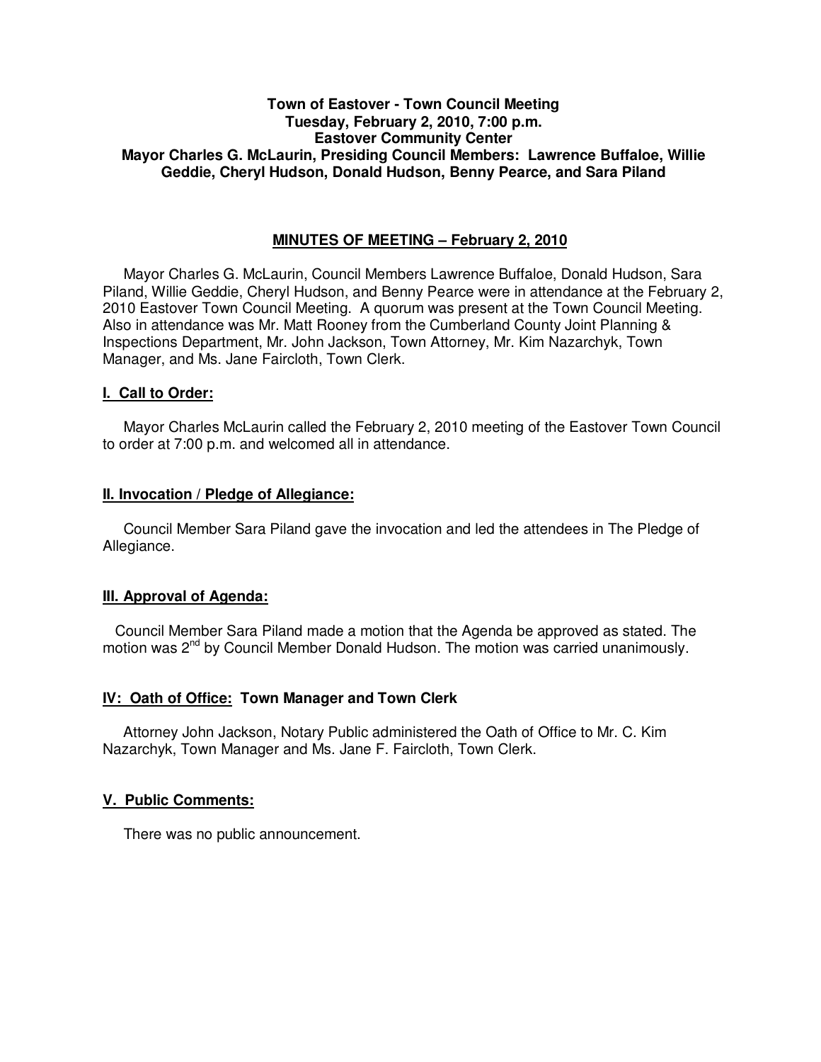**Town of Eastover - Town Council Meeting**
**Tuesday, February 2, 2010, 7:00 p.m.**
**Eastover Community Center**
**Mayor Charles G. McLaurin, Presiding Council Members: Lawrence Buffaloe, Willie Geddie, Cheryl Hudson, Donald Hudson, Benny Pearce, and Sara Piland**

## MINUTES OF MEETING – February 2, 2010

Mayor Charles G. McLaurin, Council Members Lawrence Buffaloe, Donald Hudson, Sara Piland, Willie Geddie, Cheryl Hudson, and Benny Pearce were in attendance at the February 2, 2010 Eastover Town Council Meeting. A quorum was present at the Town Council Meeting. Also in attendance was Mr. Matt Rooney from the Cumberland County Joint Planning & Inspections Department, Mr. John Jackson, Town Attorney, Mr. Kim Nazarchyk, Town Manager, and Ms. Jane Faircloth, Town Clerk.

### I. Call to Order:

Mayor Charles McLaurin called the February 2, 2010 meeting of the Eastover Town Council to order at 7:00 p.m. and welcomed all in attendance.

### II. Invocation / Pledge of Allegiance:

Council Member Sara Piland gave the invocation and led the attendees in The Pledge of Allegiance.

### III. Approval of Agenda:

Council Member Sara Piland made a motion that the Agenda be approved as stated. The motion was 2nd by Council Member Donald Hudson. The motion was carried unanimously.

### IV: Oath of Office: Town Manager and Town Clerk

Attorney John Jackson, Notary Public administered the Oath of Office to Mr. C. Kim Nazarchyk, Town Manager and Ms. Jane F. Faircloth, Town Clerk.

### V. Public Comments:

There was no public announcement.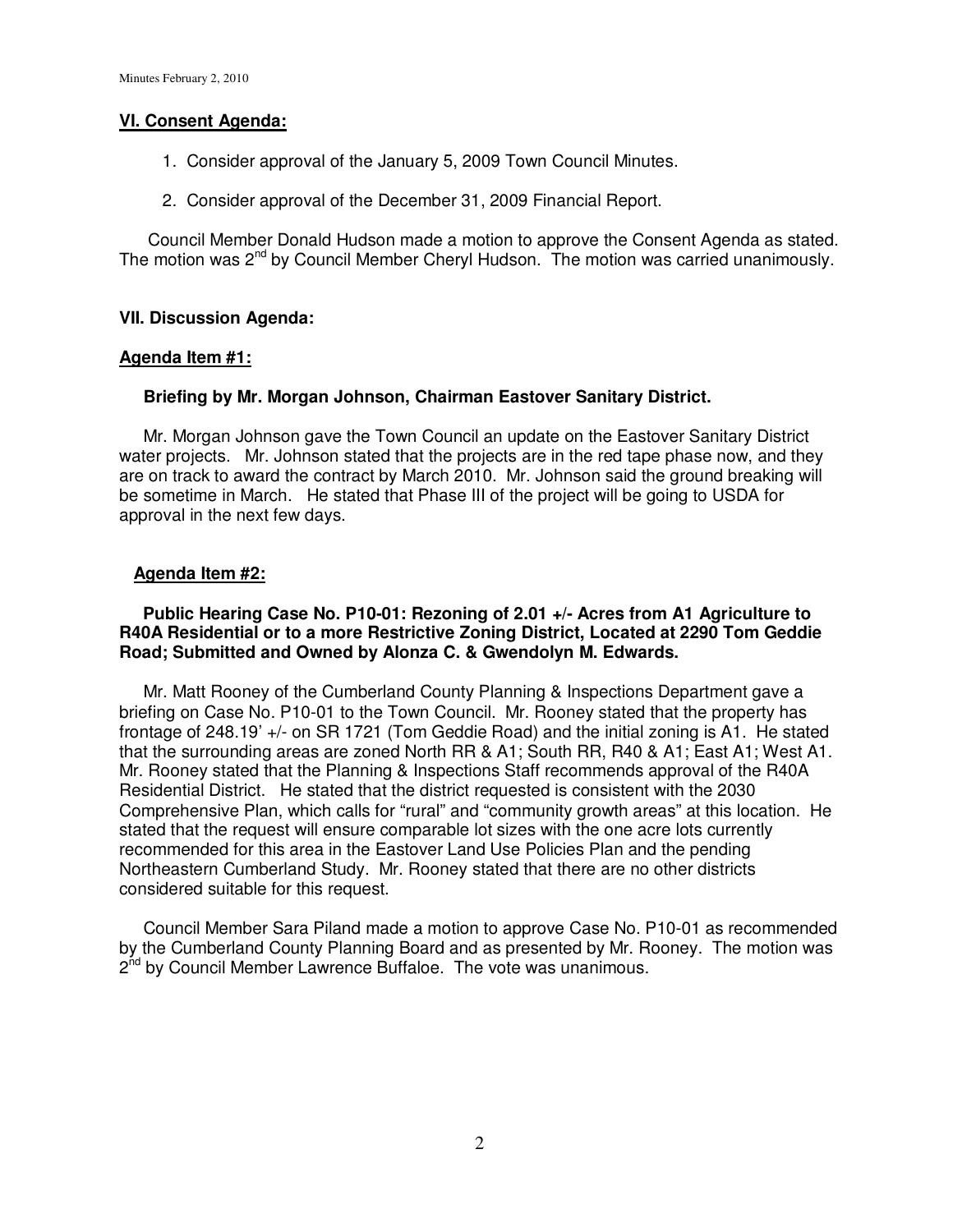## VI. Consent Agenda:

1. Consider approval of the January 5, 2009 Town Council Minutes.

2. Consider approval of the December 31, 2009 Financial Report.

Council Member Donald Hudson made a motion to approve the Consent Agenda as stated. The motion was 2nd by Council Member Cheryl Hudson. The motion was carried unanimously.

## VII. Discussion Agenda:

### Agenda Item #1:

**Briefing by Mr. Morgan Johnson, Chairman Eastover Sanitary District.**

Mr. Morgan Johnson gave the Town Council an update on the Eastover Sanitary District water projects. Mr. Johnson stated that the projects are in the red tape phase now, and they are on track to award the contract by March 2010. Mr. Johnson said the ground breaking will be sometime in March. He stated that Phase III of the project will be going to USDA for approval in the next few days.

### Agenda Item #2:

**Public Hearing Case No. P10-01: Rezoning of 2.01 +/- Acres from A1 Agriculture to R40A Residential or to a more Restrictive Zoning District, Located at 2290 Tom Geddie Road; Submitted and Owned by Alonza C. & Gwendolyn M. Edwards.**

Mr. Matt Rooney of the Cumberland County Planning & Inspections Department gave a briefing on Case No. P10-01 to the Town Council. Mr. Rooney stated that the property has frontage of 248.19' +/- on SR 1721 (Tom Geddie Road) and the initial zoning is A1. He stated that the surrounding areas are zoned North RR & A1; South RR, R40 & A1; East A1; West A1. Mr. Rooney stated that the Planning & Inspections Staff recommends approval of the R40A Residential District. He stated that the district requested is consistent with the 2030 Comprehensive Plan, which calls for "rural" and "community growth areas" at this location. He stated that the request will ensure comparable lot sizes with the one acre lots currently recommended for this area in the Eastover Land Use Policies Plan and the pending Northeastern Cumberland Study. Mr. Rooney stated that there are no other districts considered suitable for this request.

Council Member Sara Piland made a motion to approve Case No. P10-01 as recommended by the Cumberland County Planning Board and as presented by Mr. Rooney. The motion was 2nd by Council Member Lawrence Buffaloe. The vote was unanimous.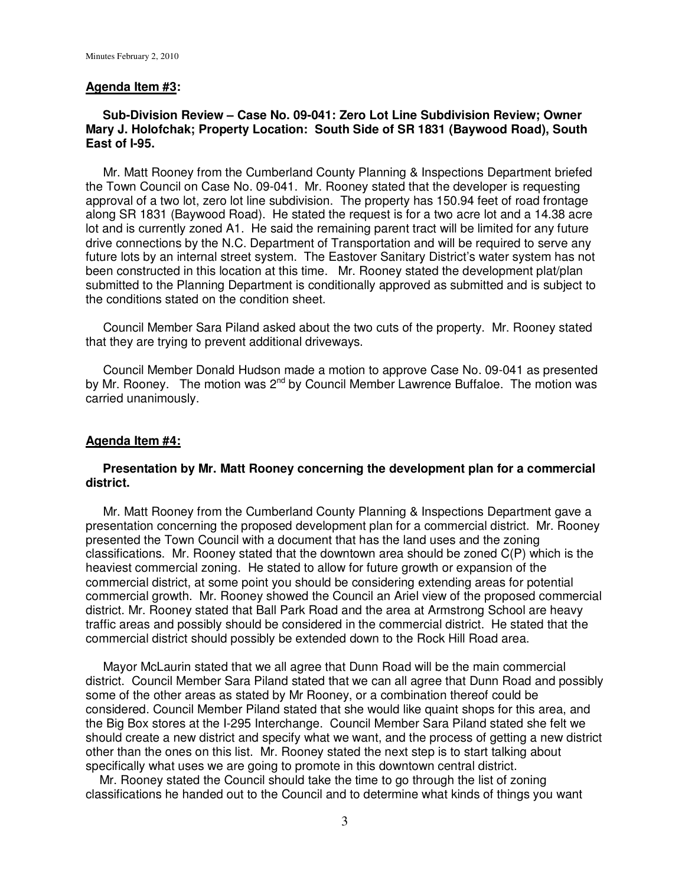**Agenda Item #3:**

**Sub-Division Review – Case No. 09-041: Zero Lot Line Subdivision Review; Owner Mary J. Holofchak; Property Location: South Side of SR 1831 (Baywood Road), South East of I-95.**

Mr. Matt Rooney from the Cumberland County Planning & Inspections Department briefed the Town Council on Case No. 09-041. Mr. Rooney stated that the developer is requesting approval of a two lot, zero lot line subdivision. The property has 150.94 feet of road frontage along SR 1831 (Baywood Road). He stated the request is for a two acre lot and a 14.38 acre lot and is currently zoned A1. He said the remaining parent tract will be limited for any future drive connections by the N.C. Department of Transportation and will be required to serve any future lots by an internal street system. The Eastover Sanitary District's water system has not been constructed in this location at this time. Mr. Rooney stated the development plat/plan submitted to the Planning Department is conditionally approved as submitted and is subject to the conditions stated on the condition sheet.

Council Member Sara Piland asked about the two cuts of the property. Mr. Rooney stated that they are trying to prevent additional driveways.

Council Member Donald Hudson made a motion to approve Case No. 09-041 as presented by Mr. Rooney. The motion was 2nd by Council Member Lawrence Buffaloe. The motion was carried unanimously.

**Agenda Item #4:**

**Presentation by Mr. Matt Rooney concerning the development plan for a commercial district.**

Mr. Matt Rooney from the Cumberland County Planning & Inspections Department gave a presentation concerning the proposed development plan for a commercial district. Mr. Rooney presented the Town Council with a document that has the land uses and the zoning classifications. Mr. Rooney stated that the downtown area should be zoned C(P) which is the heaviest commercial zoning. He stated to allow for future growth or expansion of the commercial district, at some point you should be considering extending areas for potential commercial growth. Mr. Rooney showed the Council an Ariel view of the proposed commercial district. Mr. Rooney stated that Ball Park Road and the area at Armstrong School are heavy traffic areas and possibly should be considered in the commercial district. He stated that the commercial district should possibly be extended down to the Rock Hill Road area.

Mayor McLaurin stated that we all agree that Dunn Road will be the main commercial district. Council Member Sara Piland stated that we can all agree that Dunn Road and possibly some of the other areas as stated by Mr Rooney, or a combination thereof could be considered. Council Member Piland stated that she would like quaint shops for this area, and the Big Box stores at the I-295 Interchange. Council Member Sara Piland stated she felt we should create a new district and specify what we want, and the process of getting a new district other than the ones on this list. Mr. Rooney stated the next step is to start talking about specifically what uses we are going to promote in this downtown central district.

Mr. Rooney stated the Council should take the time to go through the list of zoning classifications he handed out to the Council and to determine what kinds of things you want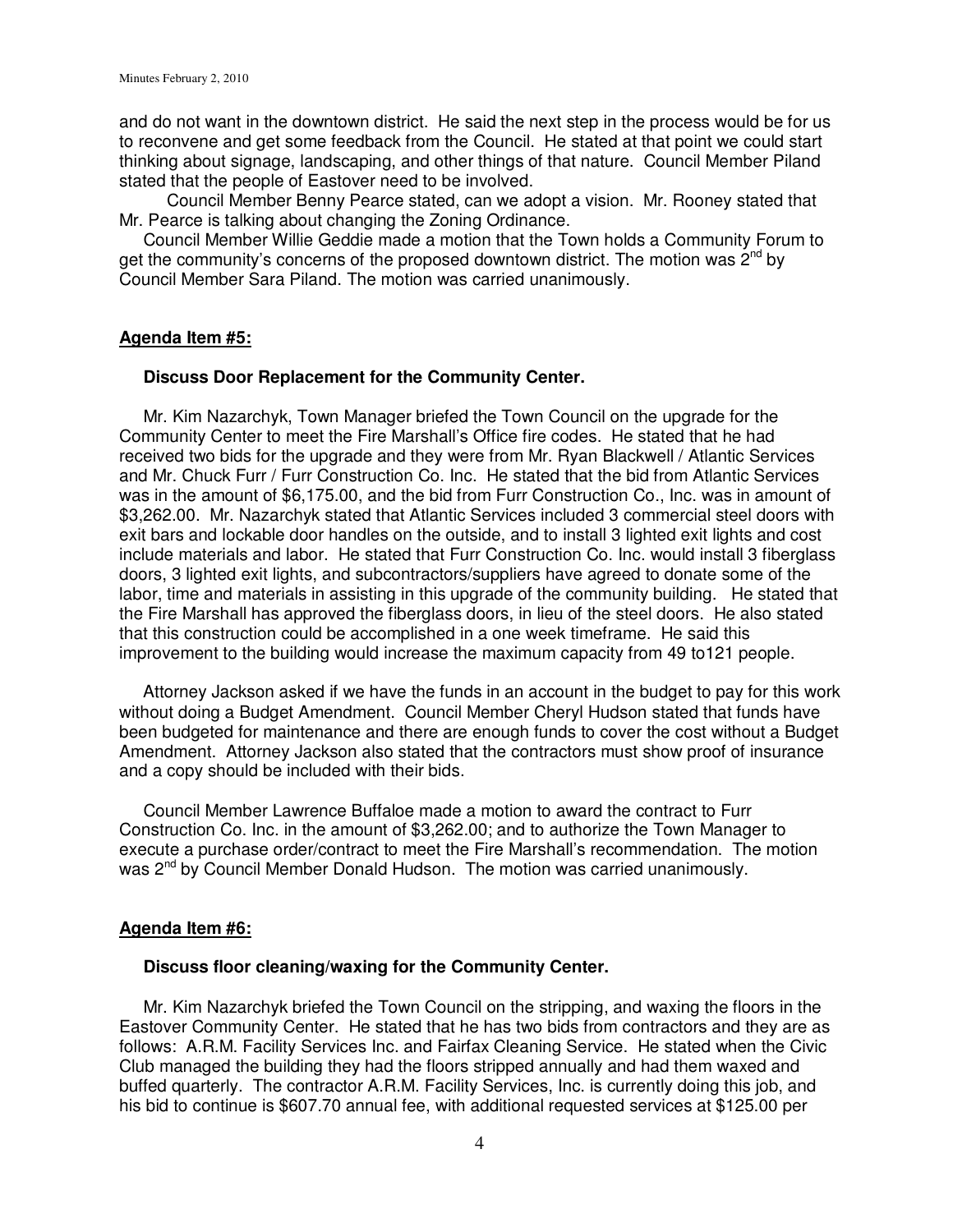and do not want in the downtown district. He said the next step in the process would be for us to reconvene and get some feedback from the Council. He stated at that point we could start thinking about signage, landscaping, and other things of that nature. Council Member Piland stated that the people of Eastover need to be involved.

Council Member Benny Pearce stated, can we adopt a vision. Mr. Rooney stated that Mr. Pearce is talking about changing the Zoning Ordinance.

Council Member Willie Geddie made a motion that the Town holds a Community Forum to get the community's concerns of the proposed downtown district. The motion was 2nd by Council Member Sara Piland. The motion was carried unanimously.

**Agenda Item #5:**

**Discuss Door Replacement for the Community Center.**

Mr. Kim Nazarchyk, Town Manager briefed the Town Council on the upgrade for the Community Center to meet the Fire Marshall's Office fire codes. He stated that he had received two bids for the upgrade and they were from Mr. Ryan Blackwell / Atlantic Services and Mr. Chuck Furr / Furr Construction Co. Inc. He stated that the bid from Atlantic Services was in the amount of $6,175.00, and the bid from Furr Construction Co., Inc. was in amount of $3,262.00. Mr. Nazarchyk stated that Atlantic Services included 3 commercial steel doors with exit bars and lockable door handles on the outside, and to install 3 lighted exit lights and cost include materials and labor. He stated that Furr Construction Co. Inc. would install 3 fiberglass doors, 3 lighted exit lights, and subcontractors/suppliers have agreed to donate some of the labor, time and materials in assisting in this upgrade of the community building. He stated that the Fire Marshall has approved the fiberglass doors, in lieu of the steel doors. He also stated that this construction could be accomplished in a one week timeframe. He said this improvement to the building would increase the maximum capacity from 49 to121 people.

Attorney Jackson asked if we have the funds in an account in the budget to pay for this work without doing a Budget Amendment. Council Member Cheryl Hudson stated that funds have been budgeted for maintenance and there are enough funds to cover the cost without a Budget Amendment. Attorney Jackson also stated that the contractors must show proof of insurance and a copy should be included with their bids.

Council Member Lawrence Buffaloe made a motion to award the contract to Furr Construction Co. Inc. in the amount of $3,262.00; and to authorize the Town Manager to execute a purchase order/contract to meet the Fire Marshall's recommendation. The motion was 2nd by Council Member Donald Hudson. The motion was carried unanimously.

**Agenda Item #6:**

**Discuss floor cleaning/waxing for the Community Center.**

Mr. Kim Nazarchyk briefed the Town Council on the stripping, and waxing the floors in the Eastover Community Center. He stated that he has two bids from contractors and they are as follows: A.R.M. Facility Services Inc. and Fairfax Cleaning Service. He stated when the Civic Club managed the building they had the floors stripped annually and had them waxed and buffed quarterly. The contractor A.R.M. Facility Services, Inc. is currently doing this job, and his bid to continue is $607.70 annual fee, with additional requested services at $125.00 per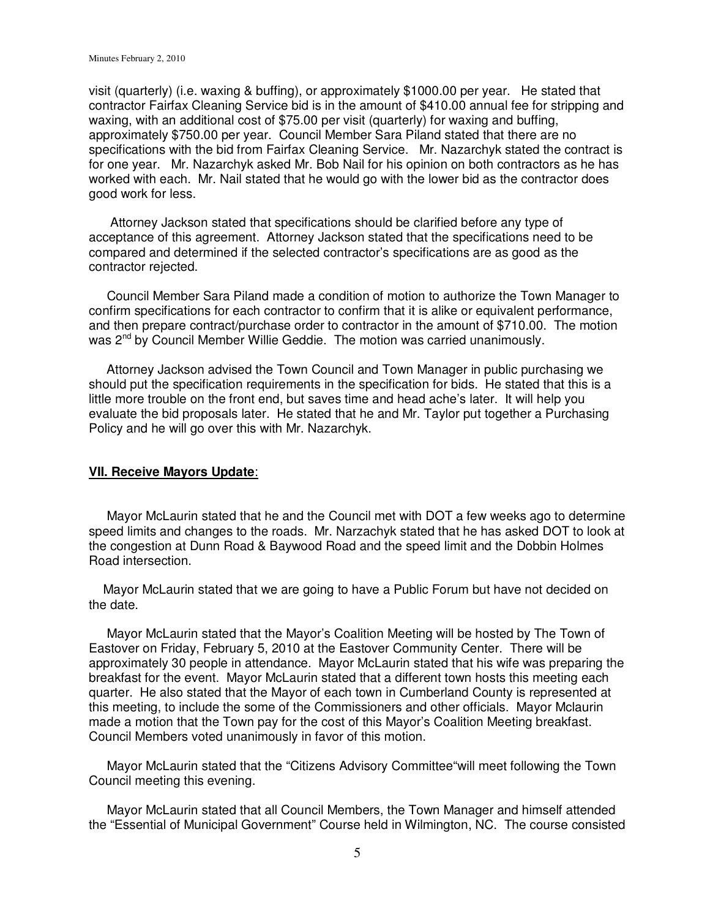visit (quarterly) (i.e. waxing & buffing), or approximately $1000.00 per year. He stated that contractor Fairfax Cleaning Service bid is in the amount of $410.00 annual fee for stripping and waxing, with an additional cost of $75.00 per visit (quarterly) for waxing and buffing, approximately $750.00 per year. Council Member Sara Piland stated that there are no specifications with the bid from Fairfax Cleaning Service. Mr. Nazarchyk stated the contract is for one year. Mr. Nazarchyk asked Mr. Bob Nail for his opinion on both contractors as he has worked with each. Mr. Nail stated that he would go with the lower bid as the contractor does good work for less.

Attorney Jackson stated that specifications should be clarified before any type of acceptance of this agreement. Attorney Jackson stated that the specifications need to be compared and determined if the selected contractor's specifications are as good as the contractor rejected.

Council Member Sara Piland made a condition of motion to authorize the Town Manager to confirm specifications for each contractor to confirm that it is alike or equivalent performance, and then prepare contract/purchase order to contractor in the amount of $710.00. The motion was 2nd by Council Member Willie Geddie. The motion was carried unanimously.

Attorney Jackson advised the Town Council and Town Manager in public purchasing we should put the specification requirements in the specification for bids. He stated that this is a little more trouble on the front end, but saves time and head ache's later. It will help you evaluate the bid proposals later. He stated that he and Mr. Taylor put together a Purchasing Policy and he will go over this with Mr. Nazarchyk.

**VII. Receive Mayors Update**:

Mayor McLaurin stated that he and the Council met with DOT a few weeks ago to determine speed limits and changes to the roads. Mr. Narzachyk stated that he has asked DOT to look at the congestion at Dunn Road & Baywood Road and the speed limit and the Dobbin Holmes Road intersection.

Mayor McLaurin stated that we are going to have a Public Forum but have not decided on the date.

Mayor McLaurin stated that the Mayor's Coalition Meeting will be hosted by The Town of Eastover on Friday, February 5, 2010 at the Eastover Community Center. There will be approximately 30 people in attendance. Mayor McLaurin stated that his wife was preparing the breakfast for the event. Mayor McLaurin stated that a different town hosts this meeting each quarter. He also stated that the Mayor of each town in Cumberland County is represented at this meeting, to include the some of the Commissioners and other officials. Mayor Mclaurin made a motion that the Town pay for the cost of this Mayor's Coalition Meeting breakfast. Council Members voted unanimously in favor of this motion.

Mayor McLaurin stated that the "Citizens Advisory Committee"will meet following the Town Council meeting this evening.

Mayor McLaurin stated that all Council Members, the Town Manager and himself attended the "Essential of Municipal Government" Course held in Wilmington, NC. The course consisted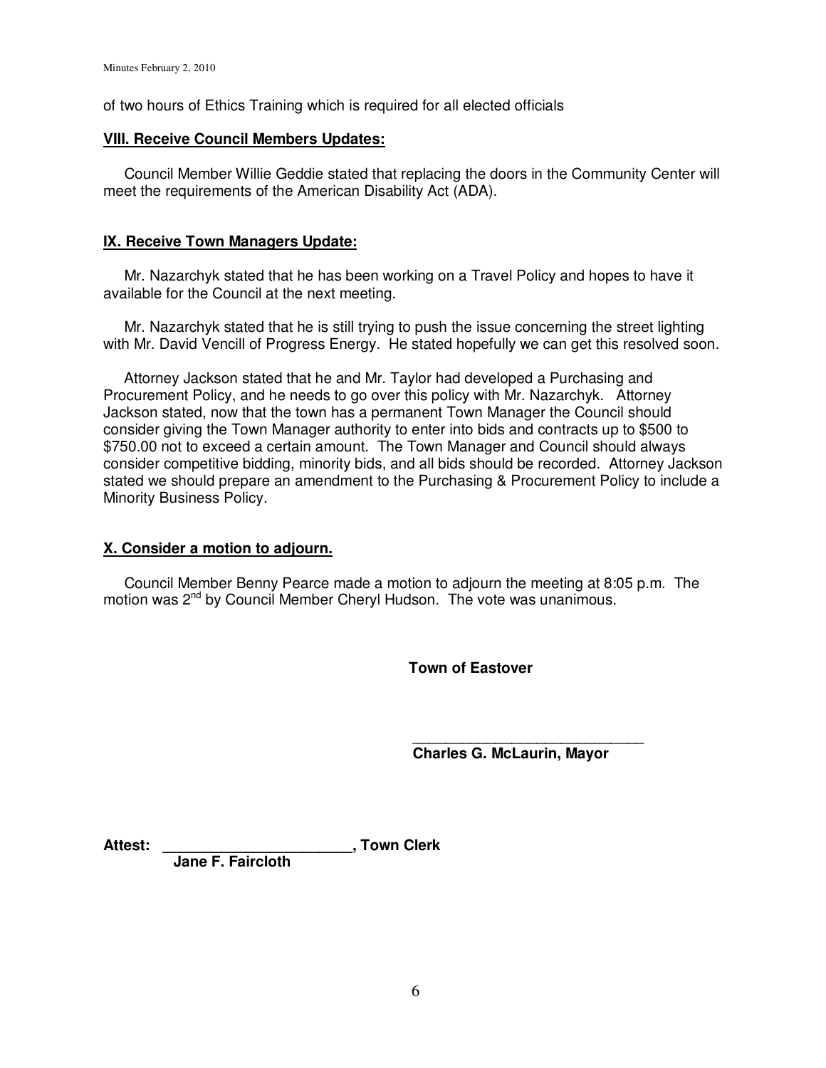of two hours of Ethics Training which is required for all elected officials

**VIII. Receive Council Members Updates:**

Council Member Willie Geddie stated that replacing the doors in the Community Center will meet the requirements of the American Disability Act (ADA).

**IX. Receive Town Managers Update:**

Mr. Nazarchyk stated that he has been working on a Travel Policy and hopes to have it available for the Council at the next meeting.

Mr. Nazarchyk stated that he is still trying to push the issue concerning the street lighting with Mr. David Vencill of Progress Energy. He stated hopefully we can get this resolved soon.

Attorney Jackson stated that he and Mr. Taylor had developed a Purchasing and Procurement Policy, and he needs to go over this policy with Mr. Nazarchyk. Attorney Jackson stated, now that the town has a permanent Town Manager the Council should consider giving the Town Manager authority to enter into bids and contracts up to $500 to $750.00 not to exceed a certain amount. The Town Manager and Council should always consider competitive bidding, minority bids, and all bids should be recorded. Attorney Jackson stated we should prepare an amendment to the Purchasing & Procurement Policy to include a Minority Business Policy.

**X. Consider a motion to adjourn.**

Council Member Benny Pearce made a motion to adjourn the meeting at 8:05 p.m. The motion was 2nd by Council Member Cheryl Hudson. The vote was unanimous.

**Town of Eastover**

______________________________
**Charles G. McLaurin, Mayor**

**Attest: ________________________, Town Clerk**
**Jane F. Faircloth**